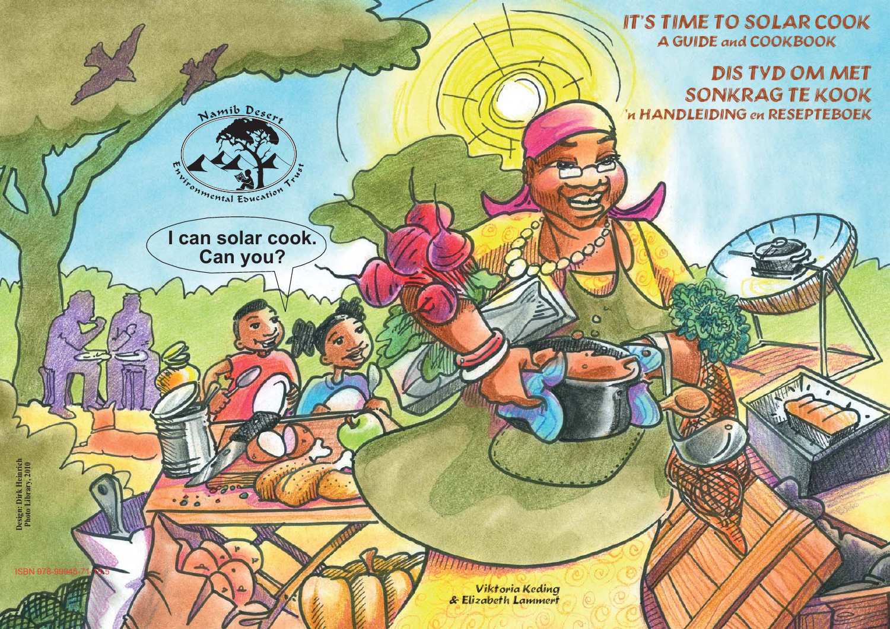# IT'S TIME TO SOLAR COOK

## A GUIDE and COOKBOOK

# DIS TYD OM MET SONKRAG TE KOOK

## 'n HANDLEIDING en RESEPTEBOEK

Namib Desert Environmental Education Trust

I can solar cook. Can you?

Viktoria Keding
& Elizabeth Lammert

Design: Dirk Heinrich
Photo Library, 2010

ISBN 978-99945-71-13-5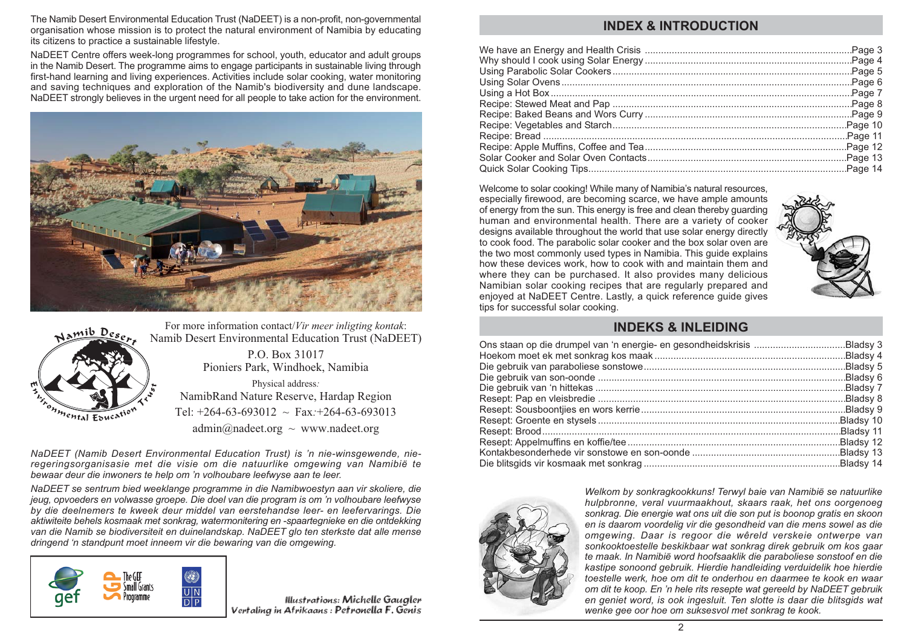The Namib Desert Environmental Education Trust (NaDEET) is a non-profit, non-governmental organisation whose mission is to protect the natural environment of Namibia by educating its citizens to practice a sustainable lifestyle.

NaDEET Centre offers week-long programmes for school, youth, educator and adult groups in the Namib Desert. The programme aims to engage participants in sustainable living through first-hand learning and living experiences. Activities include solar cooking, water monitoring and saving techniques and exploration of the Namib's biodiversity and dune landscape. NaDEET strongly believes in the urgent need for all people to take action for the environment.

For more information contact/*Vir meer inligting kontak*:
Namib Desert Environmental Education Trust (NaDEET)
P.O. Box 31017
Pioniers Park, Windhoek, Namibia
Physical address*:*
NamibRand Nature Reserve, Hardap Region
Tel: +264-63-693012 ~ Fax*:*+264-63-693013
admin@nadeet.org ~ www.nadeet.org

*NaDEET (Namib Desert Environmental Education Trust) is 'n nie-winsgewende, nie-regeringsorganisasie met die visie om die natuurlike omgewing van Namibië te bewaar deur die inwoners te help om 'n volhoubare leefwyse aan te leer.*

*NaDEET se sentrum bied weeklange programme in die Namibwoestyn aan vir skoliere, die jeug, opvoeders en volwasse groepe. Die doel van die program is om 'n volhoubare leefwyse by die deelnemers te kweek deur middel van eerstehandse leer- en leefervarings. Die aktiwiteite behels kosmaak met sonkrag, watermonitering en -spaartegnieke en die ontdekking van die Namib se biodiversiteit en duinelandskap. NaDEET glo ten sterkste dat alle mense dringend 'n standpunt moet inneem vir die bewaring van die omgewing.*

Illustrations: Michelle Gaugler
Vertaling in Afrikaans : Petronella F. Genis

## INDEX & INTRODUCTION

We have an Energy and Health Crisis ....... Page 3
Why should I cook using Solar Energy ....... Page 4
Using Parabolic Solar Cookers ....... Page 5
Using Solar Ovens ....... Page 6
Using a Hot Box ....... Page 7
Recipe: Stewed Meat and Pap ....... Page 8
Recipe: Baked Beans and Wors Curry ....... Page 9
Recipe: Vegetables and Starch ....... Page 10
Recipe: Bread ....... Page 11
Recipe: Apple Muffins, Coffee and Tea ....... Page 12
Solar Cooker and Solar Oven Contacts ....... Page 13
Quick Solar Cooking Tips ....... Page 14

Welcome to solar cooking! While many of Namibia's natural resources, especially firewood, are becoming scarce, we have ample amounts of energy from the sun. This energy is free and clean thereby guarding human and environmental health. There are a variety of cooker designs available throughout the world that use solar energy directly to cook food. The parabolic solar cooker and the box solar oven are the two most commonly used types in Namibia. This guide explains how these devices work, how to cook with and maintain them and where they can be purchased. It also provides many delicious Namibian solar cooking recipes that are regularly prepared and enjoyed at NaDEET Centre. Lastly, a quick reference guide gives tips for successful solar cooking.

## INDEKS & INLEIDING

Ons staan op die drumpel van 'n energie- en gesondheidskrisis ....... Bladsy 3
Hoekom moet ek met sonkrag kos maak ....... Bladsy 4
Die gebruik van paraboliese sonstowe ....... Bladsy 5
Die gebruik van son-oonde ....... Bladsy 6
Die gebruik van 'n hittekas ....... Bladsy 7
Resept: Pap en vleisbredie ....... Bladsy 8
Resept: Sousboontjies en wors kerrie ....... Bladsy 9
Resept: Groente en stysels ....... Bladsy 10
Resept: Brood ....... Bladsy 11
Resept: Appelmuffins en koffie/tee ....... Bladsy 12
Kontakbesonderhede vir sonstowe en son-oonde ....... Bladsy 13
Die blitsgids vir kosmaak met sonkrag ....... Bladsy 14

*Welkom by sonkragkookkuns! Terwyl baie van Namibië se natuurlike hulpbronne, veral vuurmaakhout, skaars raak, het ons oorgenoeg sonkrag. Die energie wat ons uit die son put is boonop gratis en skoon en is daarom voordelig vir die gesondheid van die mens sowel as die omgewing. Daar is regoor die wêreld verskeie ontwerpe van sonkooktoestelle beskikbaar wat sonkrag direk gebruik om kos gaar te maak. In Namibië word hoofsaaklik die paraboliese sonstoof en die kastipe sonoond gebruik. Hierdie handleiding verduidelik hoe hierdie toestelle werk, hoe om dit te onderhou en daarmee te kook en waar om dit te koop. En 'n hele rits resepte wat gereeld by NaDEET gebruik en geniet word, is ook ingesluit. Ten slotte is daar die blitsgids wat wenke gee oor hoe om suksesvol met sonkrag te kook.*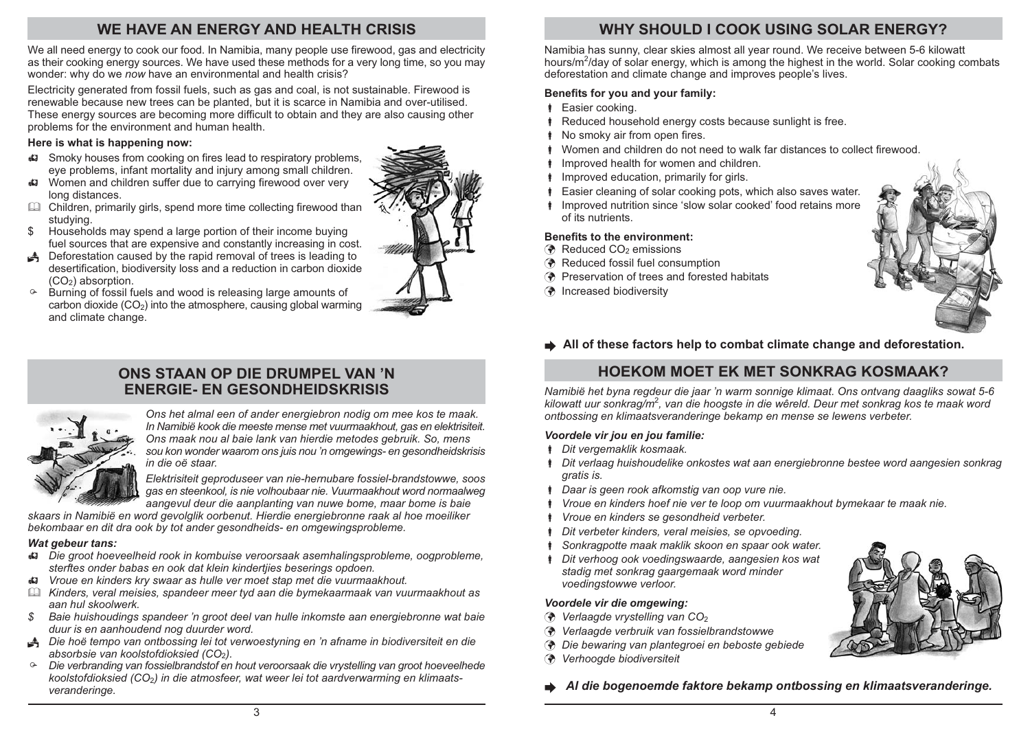## WE HAVE AN ENERGY AND HEALTH CRISIS

We all need energy to cook our food. In Namibia, many people use firewood, gas and electricity as their cooking energy sources. We have used these methods for a very long time, so you may wonder: why do we *now* have an environmental and health crisis?

Electricity generated from fossil fuels, such as gas and coal, is not sustainable. Firewood is renewable because new trees can be planted, but it is scarce in Namibia and over-utilised. These energy sources are becoming more difficult to obtain and they are also causing other problems for the environment and human health.

**Here is what is happening now:**

- Smoky houses from cooking on fires lead to respiratory problems, eye problems, infant mortality and injury among small children.
- Women and children suffer due to carrying firewood over very long distances.
- Children, primarily girls, spend more time collecting firewood than studying.
- Households may spend a large portion of their income buying fuel sources that are expensive and constantly increasing in cost.
- Deforestation caused by the rapid removal of trees is leading to desertification, biodiversity loss and a reduction in carbon dioxide ($CO_2$) absorption.
- Burning of fossil fuels and wood is releasing large amounts of carbon dioxide ($CO_2$) into the atmosphere, causing global warming and climate change.

## ONS STAAN OP DIE DRUMPEL VAN 'N ENERGIE- EN GESONDHEIDSKRISIS

*Ons het almal een of ander energiebron nodig om mee kos te maak. In Namibië kook die meeste mense met vuurmaakhout, gas en elektrisiteit. Ons maak nou al baie lank van hierdie metodes gebruik. So, mens sou kon wonder waarom ons juis nou 'n omgewings- en gesondheidskrisis in die oë staar.*

*Elektrisiteit geproduseer van nie-hernubare fossiel-brandstowwe, soos gas en steenkool, is nie volhoubaar nie. Vuurmaakhout word normaalweg aangevul deur die aanplanting van nuwe bome, maar bome is baie skaars in Namibië en word gevolglik oorbenut. Hierdie energiebronne raak al hoe moeiliker bekombaar en dit dra ook by tot ander gesondheids- en omgewingsprobleme.*

***Wat gebeur tans:***

- *Die groot hoeveelheid rook in kombuise veroorsaak asemhalingsprobleme, oogprobleme, sterftes onder babas en ook dat klein kindertjies beserings opdoen.*
- *Vroue en kinders kry swaar as hulle ver moet stap met die vuurmaakhout.*
- *Kinders, veral meisies, spandeer meer tyd aan die bymekaarmaak van vuurmaakhout as aan hul skoolwerk.*
- *Baie huishoudings spandeer 'n groot deel van hulle inkomste aan energiebronne wat baie duur is en aanhoudend nog duurder word.*
- *Die hoë tempo van ontbossing lei tot verwoestyning en 'n afname in biodiversiteit en die absorbsie van koolstofdioksied ($CO_2$).*
- *Die verbranding van fossielbrandstof en hout veroorsaak die vrystelling van groot hoeveelhede koolstofdioksied ($CO_2$) in die atmosfeer, wat weer lei tot aardverwarming en klimaats-veranderinge.*

## WHY SHOULD I COOK USING SOLAR ENERGY?

Namibia has sunny, clear skies almost all year round. We receive between 5-6 kilowatt hours/$m^2$/day of solar energy, which is among the highest in the world. Solar cooking combats deforestation and climate change and improves people's lives.

**Benefits for you and your family:**

- Easier cooking.
- Reduced household energy costs because sunlight is free.
- No smoky air from open fires.
- Women and children do not need to walk far distances to collect firewood.
- Improved health for women and children.
- Improved education, primarily for girls.
- Easier cleaning of solar cooking pots, which also saves water.
- Improved nutrition since 'slow solar cooked' food retains more of its nutrients.

**Benefits to the environment:**

- Reduced $CO_2$ emissions
- Reduced fossil fuel consumption
- Preservation of trees and forested habitats
- Increased biodiversity

➡ **All of these factors help to combat climate change and deforestation.**

## HOEKOM MOET EK MET SONKRAG KOSMAAK?

*Namibië het byna regdeur die jaar 'n warm sonnige klimaat. Ons ontvang daagliks sowat 5-6 kilowatt uur sonkrag/$m^2$, van die hoogste in die wêreld. Deur met sonkrag kos te maak word ontbossing en klimaatsveranderinge bekamp en mense se lewens verbeter.*

***Voordele vir jou en jou familie:***

- *Dit vergemaklik kosmaak.*
- *Dit verlaag huishoudelike onkostes wat aan energiebronne bestee word aangesien sonkrag gratis is.*
- *Daar is geen rook afkomstig van oop vure nie.*
- *Vroue en kinders hoef nie ver te loop om vuurmaakhout bymekaar te maak nie.*
- *Vroue en kinders se gesondheid verbeter.*
- *Dit verbeter kinders, veral meisies, se opvoeding.*
- *Sonkragpotte maak maklik skoon en spaar ook water.*
- *Dit verhoog ook voedingswaarde, aangesien kos wat stadig met sonkrag gaargemaak word minder voedingstowwe verloor.*

***Voordele vir die omgewing:***

- *Verlaagde vrystelling van $CO_2$*
- *Verlaagde verbruik van fossielbrandstowwe*
- *Die bewaring van plantegroei en beboste gebiede*
- *Verhoogde biodiversiteit*

➡ ***Al die bogenoemde faktore bekamp ontbossing en klimaatsveranderinge.***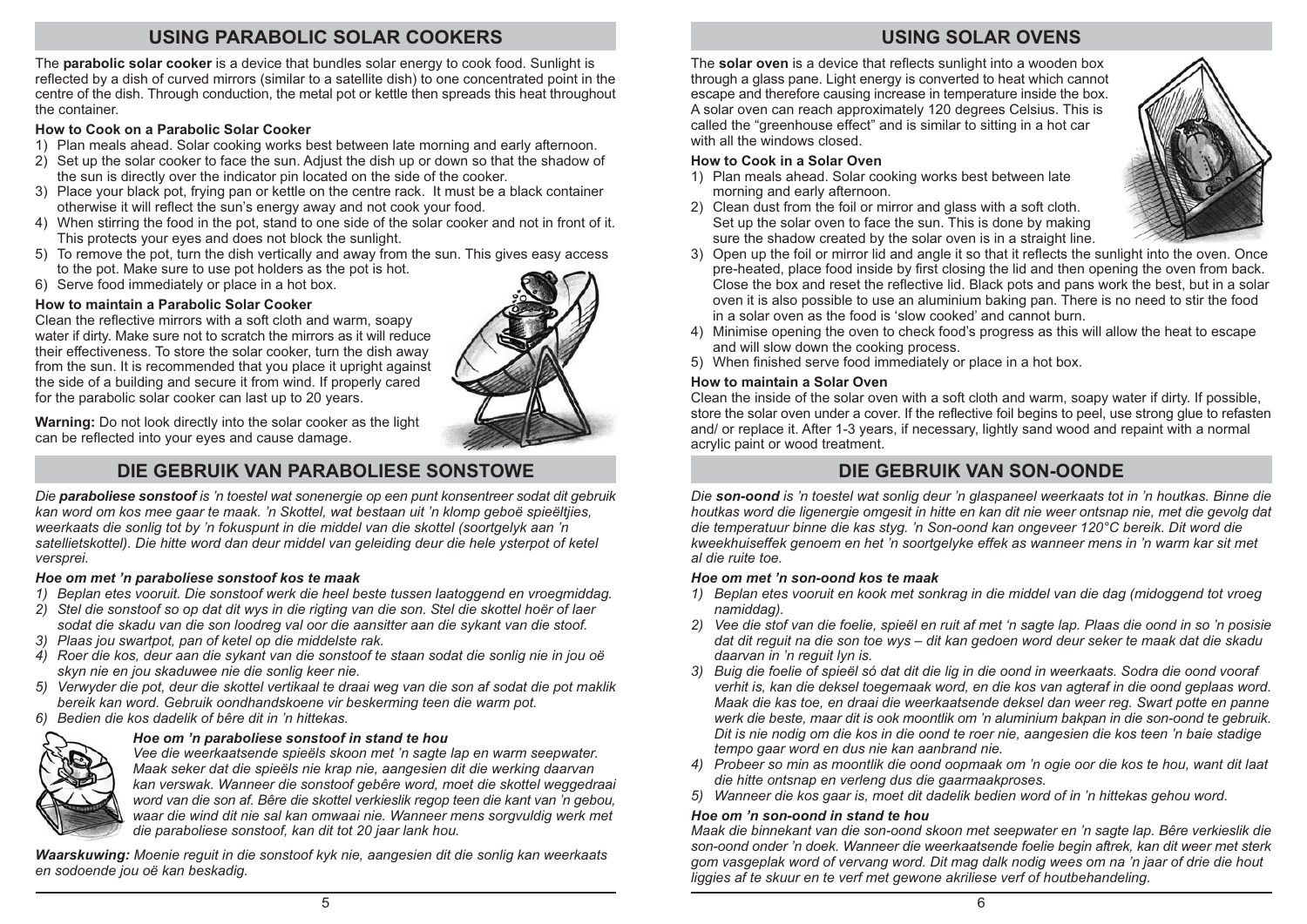## USING PARABOLIC SOLAR COOKERS

The **parabolic solar cooker** is a device that bundles solar energy to cook food. Sunlight is reflected by a dish of curved mirrors (similar to a satellite dish) to one concentrated point in the centre of the dish. Through conduction, the metal pot or kettle then spreads this heat throughout the container.

### How to Cook on a Parabolic Solar Cooker

1) Plan meals ahead. Solar cooking works best between late morning and early afternoon.
2) Set up the solar cooker to face the sun. Adjust the dish up or down so that the shadow of the sun is directly over the indicator pin located on the side of the cooker.
3) Place your black pot, frying pan or kettle on the centre rack. It must be a black container otherwise it will reflect the sun's energy away and not cook your food.
4) When stirring the food in the pot, stand to one side of the solar cooker and not in front of it. This protects your eyes and does not block the sunlight.
5) To remove the pot, turn the dish vertically and away from the sun. This gives easy access to the pot. Make sure to use pot holders as the pot is hot.
6) Serve food immediately or place in a hot box.

### How to maintain a Parabolic Solar Cooker

Clean the reflective mirrors with a soft cloth and warm, soapy water if dirty. Make sure not to scratch the mirrors as it will reduce their effectiveness. To store the solar cooker, turn the dish away from the sun. It is recommended that you place it upright against the side of a building and secure it from wind. If properly cared for the parabolic solar cooker can last up to 20 years.

**Warning:** Do not look directly into the solar cooker as the light can be reflected into your eyes and cause damage.

## DIE GEBRUIK VAN PARABOLIESE SONSTOWE

*Die **paraboliese sonstoof** is 'n toestel wat sonenergie op een punt konsentreer sodat dit gebruik kan word om kos mee gaar te maak. 'n Skottel, wat bestaan uit 'n klomp geboë spieëltjies, weerkaats die sonlig tot by 'n fokuspunt in die middel van die skottel (soortgelyk aan 'n satellietskottel). Die hitte word dan deur middel van geleiding deur die hele ysterpot of ketel versprei.*

### *Hoe om met 'n paraboliese sonstoof kos te maak*

1) *Beplan etes vooruit. Die sonstoof werk die heel beste tussen laatoggend en vroegmiddag.*
2) *Stel die sonstoof so op dat dit wys in die rigting van die son. Stel die skottel hoër of laer sodat die skadu van die son loodreg val oor die aansitter aan die sykant van die stoof.*
3) *Plaas jou swartpot, pan of ketel op die middelste rak.*
4) *Roer die kos, deur aan die sykant van die sonstoof te staan sodat die sonlig nie in jou oë skyn nie en jou skaduwee nie die sonlig keer nie.*
5) *Verwyder die pot, deur die skottel vertikaal te draai weg van die son af sodat die pot maklik bereik kan word. Gebruik oondhandskoene vir beskerming teen die warm pot.*
6) *Bedien die kos dadelik of bêre dit in 'n hittekas.*

### *Hoe om 'n paraboliese sonstoof in stand te hou*

*Vee die weerkaatsende spieëls skoon met 'n sagte lap en warm seepwater. Maak seker dat die spieëls nie krap nie, aangesien die werking daarvan kan verswak. Wanneer die sonstoof gebêre word, moet die skottel weggedraai word van die son af. Bêre die skottel verkieslik regop teen die kant van 'n gebou, waar die wind dit nie sal kan omwaai nie. Wanneer mens sorgvuldig werk met die paraboliese sonstoof, kan dit tot 20 jaar lank hou.*

***Waarskuwing:** Moenie reguit in die sonstoof kyk nie, aangesien dit die sonlig kan weerkaats en sodoende jou oë kan beskadig.*

## USING SOLAR OVENS

The **solar oven** is a device that reflects sunlight into a wooden box through a glass pane. Light energy is converted to heat which cannot escape and therefore causing increase in temperature inside the box. A solar oven can reach approximately 120 degrees Celsius. This is called the "greenhouse effect" and is similar to sitting in a hot car with all the windows closed.

### How to Cook in a Solar Oven

1) Plan meals ahead. Solar cooking works best between late morning and early afternoon.
2) Clean dust from the foil or mirror and glass with a soft cloth. Set up the solar oven to face the sun. This is done by making sure the shadow created by the solar oven is in a straight line.
3) Open up the foil or mirror lid and angle it so that it reflects the sunlight into the oven. Once pre-heated, place food inside by first closing the lid and then opening the oven from back. Close the box and reset the reflective lid. Black pots and pans work the best, but in a solar oven it is also possible to use an aluminium baking pan. There is no need to stir the food in a solar oven as the food is 'slow cooked' and cannot burn.
4) Minimise opening the oven to check food's progress as this will allow the heat to escape and will slow down the cooking process.
5) When finished serve food immediately or place in a hot box.

### How to maintain a Solar Oven

Clean the inside of the solar oven with a soft cloth and warm, soapy water if dirty. If possible, store the solar oven under a cover. If the reflective foil begins to peel, use strong glue to refasten and/ or replace it. After 1-3 years, if necessary, lightly sand wood and repaint with a normal acrylic paint or wood treatment.

## DIE GEBRUIK VAN SON-OONDE

*Die **son-oond** is 'n toestel wat sonlig deur 'n glaspaneel weerkaats tot in 'n houtkas. Binne die houtkas word die ligenergie omgesit in hitte en kan dit nie weer ontsnap nie, met die gevolg dat die temperatuur binne die kas styg. 'n Son-oond kan ongeveer 120°C bereik. Dit word die kweekhuiseffek genoem en het 'n soortgelyke effek as wanneer mens in 'n warm kar sit met al die ruite toe.*

### *Hoe om met 'n son-oond kos te maak*

1) *Beplan etes vooruit en kook met sonkrag in die middel van die dag (midoggend tot vroeg namiddag).*
2) *Vee die stof van die foelie, spieël en ruit af met 'n sagte lap. Plaas die oond in so 'n posisie dat dit reguit na die son toe wys – dit kan gedoen word deur seker te maak dat die skadu daarvan in 'n reguit lyn is.*
3) *Buig die foelie of spieël só dat dit die lig in die oond in weerkaats. Sodra die oond vooraf verhit is, kan die deksel toegemaak word, en die kos van agteraf in die oond geplaas word. Maak die kas toe, en draai die weerkaatsende deksel dan weer reg. Swart potte en panne werk die beste, maar dit is ook moontlik om 'n aluminium bakpan in die son-oond te gebruik. Dit is nie nodig om die kos in die oond te roer nie, aangesien die kos teen 'n baie stadige tempo gaar word en dus nie kan aanbrand nie.*
4) *Probeer so min as moontlik die oond oopmaak om 'n ogie oor die kos te hou, want dit laat die hitte ontsnap en verleng dus die gaarmaakproses.*
5) *Wanneer die kos gaar is, moet dit dadelik bedien word of in 'n hittekas gehou word.*

### *Hoe om 'n son-oond in stand te hou*

*Maak die binnekant van die son-oond skoon met seepwater en 'n sagte lap. Bêre verkieslik die son-oond onder 'n doek. Wanneer die weerkaatsende foelie begin aftrek, kan dit weer met sterk gom vasgeplak word of vervang word. Dit mag dalk nodig wees om na 'n jaar of drie die hout liggies af te skuur en te verf met gewone akriliese verf of houtbehandeling.*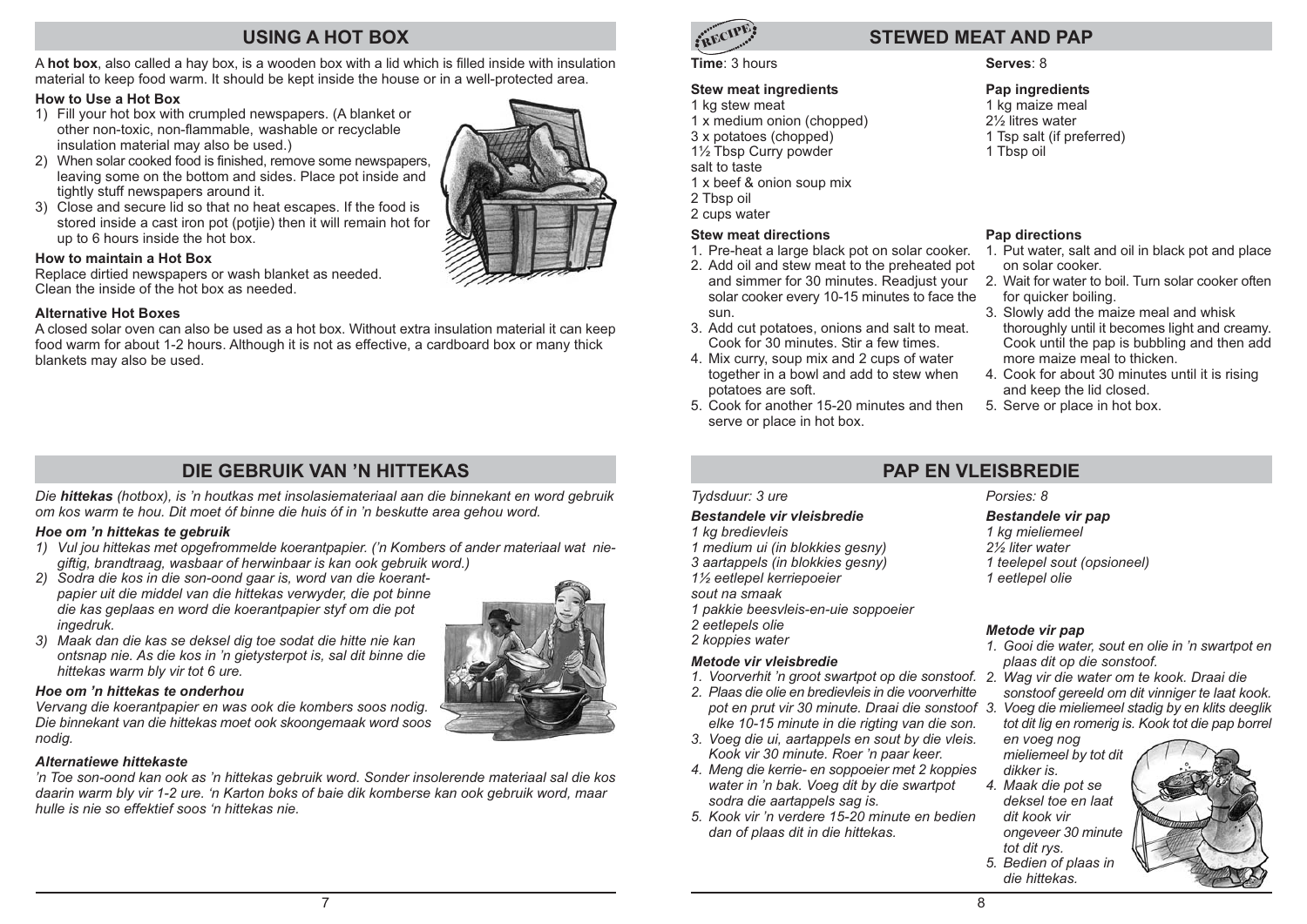## USING A HOT BOX

A **hot box**, also called a hay box, is a wooden box with a lid which is filled inside with insulation material to keep food warm. It should be kept inside the house or in a well-protected area.

### How to Use a Hot Box

1) Fill your hot box with crumpled newspapers. (A blanket or other non-toxic, non-flammable, washable or recyclable insulation material may also be used.)
2) When solar cooked food is finished, remove some newspapers, leaving some on the bottom and sides. Place pot inside and tightly stuff newspapers around it.
3) Close and secure lid so that no heat escapes. If the food is stored inside a cast iron pot (potjie) then it will remain hot for up to 6 hours inside the hot box.

### How to maintain a Hot Box

Replace dirtied newspapers or wash blanket as needed.
Clean the inside of the hot box as needed.

### Alternative Hot Boxes

A closed solar oven can also be used as a hot box. Without extra insulation material it can keep food warm for about 1-2 hours. Although it is not as effective, a cardboard box or many thick blankets may also be used.

## DIE GEBRUIK VAN 'N HITTEKAS

*Die **hittekas** (hotbox), is 'n houtkas met insolasiemateriaal aan die binnekant en word gebruik om kos warm te hou. Dit moet óf binne die huis óf in 'n beskutte area gehou word.*

### *Hoe om 'n hittekas te gebruik*

1) *Vul jou hittekas met opgefrommelde koerantpapier. ('n Kombers of ander materiaal wat nie-giftig, brandtraag, wasbaar of herwinbaar is kan ook gebruik word.)*
2) *Sodra die kos in die son-oond gaar is, word van die koerantpapier uit die middel van die hittekas verwyder, die pot binne die kas geplaas en word die koerantpapier styf om die pot ingedruk.*
3) *Maak dan die kas se deksel dig toe sodat die hitte nie kan ontsnap nie. As die kos in 'n gietysterpot is, sal dit binne die hittekas warm bly vir tot 6 ure.*

### *Hoe om 'n hittekas te onderhou*

*Vervang die koerantpapier en was ook die kombers soos nodig. Die binnekant van die hittekas moet ook skoongemaak word soos nodig.*

### *Alternatiewe hittekaste*

*'n Toe son-oond kan ook as 'n hittekas gebruik word. Sonder insolerende materiaal sal die kos daarin warm bly vir 1-2 ure. 'n Karton boks of baie dik komberse kan ook gebruik word, maar hulle is nie so effektief soos 'n hittekas nie.*

## STEWED MEAT AND PAP

**Time**: 3 hours

**Serves**: 8

### Stew meat ingredients

1 kg stew meat
1 x medium onion (chopped)
3 x potatoes (chopped)
1½ Tbsp Curry powder
salt to taste
1 x beef & onion soup mix
2 Tbsp oil
2 cups water

### Stew meat directions

1. Pre-heat a large black pot on solar cooker.
2. Add oil and stew meat to the preheated pot and simmer for 30 minutes. Readjust your solar cooker every 10-15 minutes to face the sun.
3. Add cut potatoes, onions and salt to meat. Cook for 30 minutes. Stir a few times.
4. Mix curry, soup mix and 2 cups of water together in a bowl and add to stew when potatoes are soft.
5. Cook for another 15-20 minutes and then serve or place in hot box.

### Pap ingredients

1 kg maize meal
2½ litres water
1 Tsp salt (if preferred)
1 Tbsp oil

### Pap directions

1. Put water, salt and oil in black pot and place on solar cooker.
2. Wait for water to boil. Turn solar cooker often for quicker boiling.
3. Slowly add the maize meal and whisk thoroughly until it becomes light and creamy. Cook until the pap is bubbling and then add more maize meal to thicken.
4. Cook for about 30 minutes until it is rising and keep the lid closed.
5. Serve or place in hot box.

## PAP EN VLEISBREDIE

*Tydsduur: 3 ure*

*Porsies: 8*

### *Bestandele vir vleisbredie*

*1 kg bredievleis*
*1 medium ui (in blokkies gesny)*
*3 aartappels (in blokkies gesny)*
*1½ eetlepel kerriepoeier*
*sout na smaak*
*1 pakkie beesvleis-en-uie soppoeier*
*2 eetlepels olie*
*2 koppies water*

### *Metode vir vleisbredie*

1. *Voorverhit 'n groot swartpot op die sonstoof.*
2. *Plaas die olie en bredievleis in die voorverhitte pot en prut vir 30 minute. Draai die sonstoof elke 10-15 minute in die rigting van die son.*
3. *Voeg die ui, aartappels en sout by die vleis. Kook vir 30 minute. Roer 'n paar keer.*
4. *Meng die kerrie- en soppoeier met 2 koppies water in 'n bak. Voeg dit by die swartpot sodra die aartappels sag is.*
5. *Kook vir 'n verdere 15-20 minute en bedien dan of plaas dit in die hittekas.*

### *Bestandele vir pap*

*1 kg mieliemeel*
*2½ liter water*
*1 teelepel sout (opsioneel)*
*1 eetlepel olie*

### *Metode vir pap*

1. *Gooi die water, sout en olie in 'n swartpot en plaas dit op die sonstoof.*
2. *Wag vir die water om te kook. Draai die sonstoof gereeld om dit vinniger te laat kook.*
3. *Voeg die mieliemeel stadig by en klits deeglik tot dit lig en romerig is. Kook tot die pap borrel en voeg nog mieliemeel by tot dit dikker is.*
4. *Maak die pot se deksel toe en laat dit kook vir ongeveer 30 minute tot dit rys.*
5. *Bedien of plaas in die hittekas.*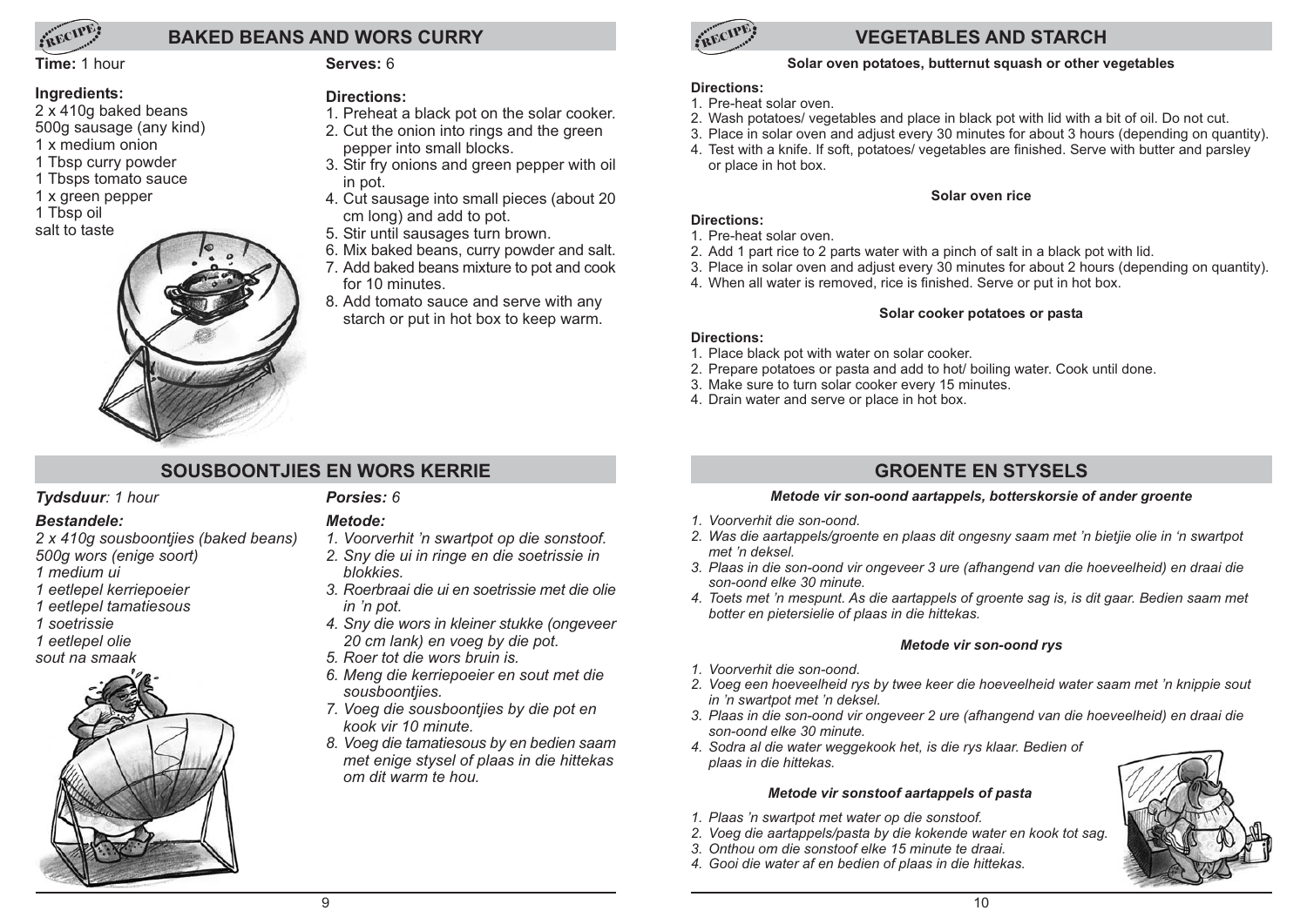## BAKED BEANS AND WORS CURRY

**Time:** 1 hour

**Serves:** 6

**Ingredients:**

2 x 410g baked beans
500g sausage (any kind)
1 x medium onion
1 Tbsp curry powder
1 Tbsps tomato sauce
1 x green pepper
1 Tbsp oil
salt to taste

**Directions:**

1. Preheat a black pot on the solar cooker.
2. Cut the onion into rings and the green pepper into small blocks.
3. Stir fry onions and green pepper with oil in pot.
4. Cut sausage into small pieces (about 20 cm long) and add to pot.
5. Stir until sausages turn brown.
6. Mix baked beans, curry powder and salt.
7. Add baked beans mixture to pot and cook for 10 minutes.
8. Add tomato sauce and serve with any starch or put in hot box to keep warm.

## SOUSBOONTJIES EN WORS KERRIE

***Tydsduur**: 1 hour*

***Porsies:** 6*

***Bestandele:***

*2 x 410g sousboontjies (baked beans)*
*500g wors (enige soort)*
*1 medium ui*
*1 eetlepel kerriepoeier*
*1 eetlepel tamatiesous*
*1 soetrissie*
*1 eetlepel olie*
*sout na smaak*

***Metode:***

1. *Voorverhit 'n swartpot op die sonstoof.*
2. *Sny die ui in ringe en die soetrissie in blokkies.*
3. *Roerbraai die ui en soetrissie met die olie in 'n pot.*
4. *Sny die wors in kleiner stukke (ongeveer 20 cm lank) en voeg by die pot.*
5. *Roer tot die wors bruin is.*
6. *Meng die kerriepoeier en sout met die sousboontjies.*
7. *Voeg die sousboontjies by die pot en kook vir 10 minute.*
8. *Voeg die tamatiesous by en bedien saam met enige stysel of plaas in die hittekas om dit warm te hou.*

## VEGETABLES AND STARCH

**Solar oven potatoes, butternut squash or other vegetables**

**Directions:**

1. Pre-heat solar oven.
2. Wash potatoes/ vegetables and place in black pot with lid with a bit of oil. Do not cut.
3. Place in solar oven and adjust every 30 minutes for about 3 hours (depending on quantity).
4. Test with a knife. If soft, potatoes/ vegetables are finished. Serve with butter and parsley or place in hot box.

**Solar oven rice**

**Directions:**

1. Pre-heat solar oven.
2. Add 1 part rice to 2 parts water with a pinch of salt in a black pot with lid.
3. Place in solar oven and adjust every 30 minutes for about 2 hours (depending on quantity).
4. When all water is removed, rice is finished. Serve or put in hot box.

**Solar cooker potatoes or pasta**

**Directions:**

1. Place black pot with water on solar cooker.
2. Prepare potatoes or pasta and add to hot/ boiling water. Cook until done.
3. Make sure to turn solar cooker every 15 minutes.
4. Drain water and serve or place in hot box.

## GROENTE EN STYSELS

***Metode vir son-oond aartappels, botterskorsie of ander groente***

1. *Voorverhit die son-oond.*
2. *Was die aartappels/groente en plaas dit ongesny saam met 'n bietjie olie in 'n swartpot met 'n deksel.*
3. *Plaas in die son-oond vir ongeveer 3 ure (afhangend van die hoeveelheid) en draai die son-oond elke 30 minute.*
4. *Toets met 'n mespunt. As die aartappels of groente sag is, is dit gaar. Bedien saam met botter en pietersielie of plaas in die hittekas.*

***Metode vir son-oond rys***

1. *Voorverhit die son-oond.*
2. *Voeg een hoeveelheid rys by twee keer die hoeveelheid water saam met 'n knippie sout in 'n swartpot met 'n deksel.*
3. *Plaas in die son-oond vir ongeveer 2 ure (afhangend van die hoeveelheid) en draai die son-oond elke 30 minute.*
4. *Sodra al die water weggekook het, is die rys klaar. Bedien of plaas in die hittekas.*

***Metode vir sonstoof aartappels of pasta***

1. *Plaas 'n swartpot met water op die sonstoof.*
2. *Voeg die aartappels/pasta by die kokende water en kook tot sag.*
3. *Onthou om die sonstoof elke 15 minute te draai.*
4. *Gooi die water af en bedien of plaas in die hittekas.*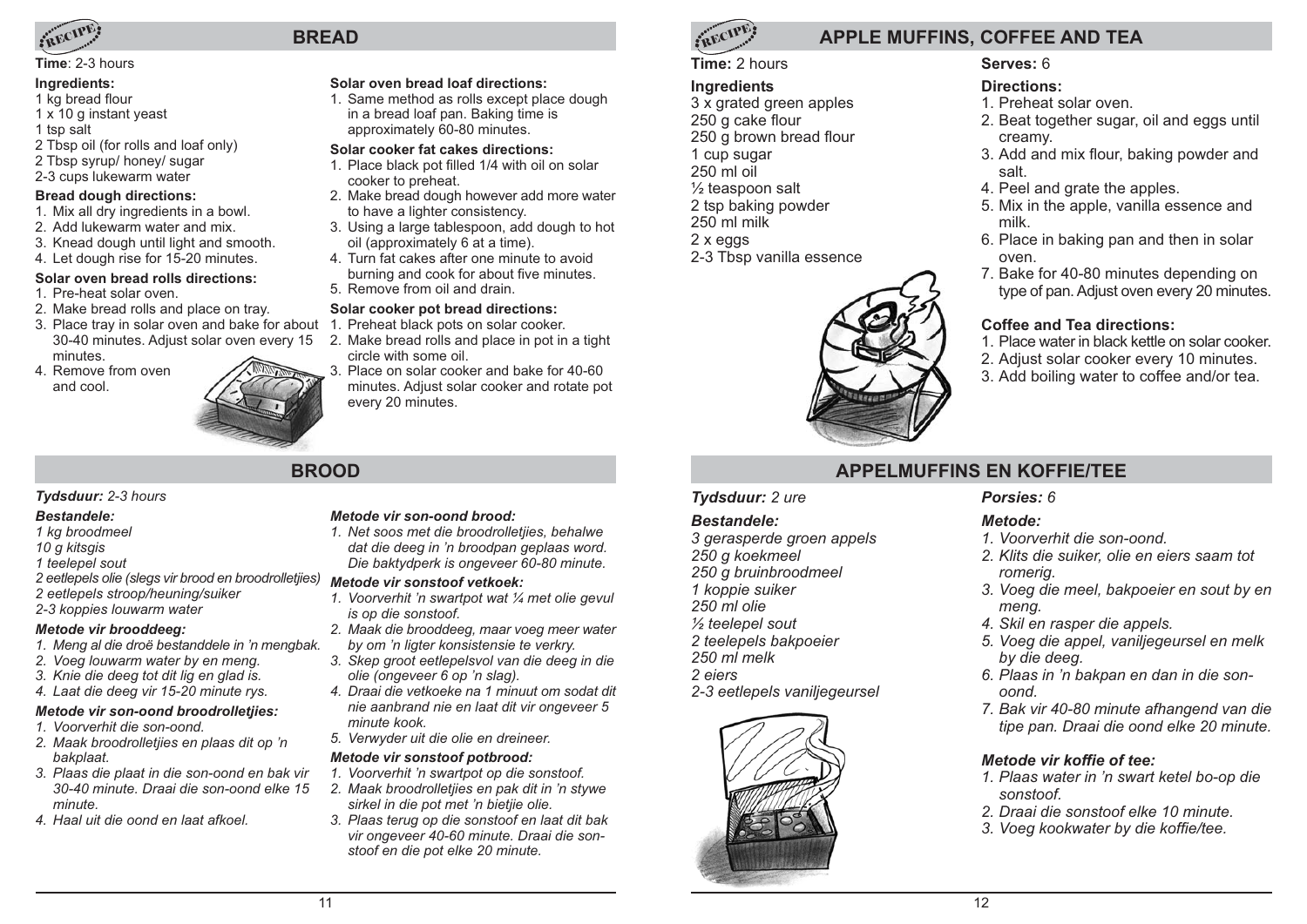# BREAD

**Time**: 2-3 hours

**Ingredients:**

1 kg bread flour
1 x 10 g instant yeast
1 tsp salt
2 Tbsp oil (for rolls and loaf only)
2 Tbsp syrup/ honey/ sugar
2-3 cups lukewarm water

**Bread dough directions:**

1. Mix all dry ingredients in a bowl.
2. Add lukewarm water and mix.
3. Knead dough until light and smooth.
4. Let dough rise for 15-20 minutes.

**Solar oven bread rolls directions:**

1. Pre-heat solar oven.
2. Make bread rolls and place on tray.
3. Place tray in solar oven and bake for about 30-40 minutes. Adjust solar oven every 15 minutes.
4. Remove from oven and cool.

**Solar oven bread loaf directions:**

1. Same method as rolls except place dough in a bread loaf pan. Baking time is approximately 60-80 minutes.

**Solar cooker fat cakes directions:**

1. Place black pot filled 1/4 with oil on solar cooker to preheat.
2. Make bread dough however add more water to have a lighter consistency.
3. Using a large tablespoon, add dough to hot oil (approximately 6 at a time).
4. Turn fat cakes after one minute to avoid burning and cook for about five minutes.
5. Remove from oil and drain.

**Solar cooker pot bread directions:**

1. Preheat black pots on solar cooker.
2. Make bread rolls and place in pot in a tight circle with some oil.
3. Place on solar cooker and bake for 40-60 minutes. Adjust solar cooker and rotate pot every 20 minutes.

# BROOD

***Tydsduur:** 2-3 hours*

***Bestandele:***

*1 kg broodmeel*
*10 g kitsgis*
*1 teelepel sout*
*2 eetlepels olie (slegs vir brood en broodrolletjies)*
*2 eetlepels stroop/heuning/suiker*
*2-3 koppies louwarm water*

***Metode vir brooddeeg:***

1. *Meng al die droë bestanddele in 'n mengbak.*
2. *Voeg louwarm water by en meng.*
3. *Knie die deeg tot dit lig en glad is.*
4. *Laat die deeg vir 15-20 minute rys.*

***Metode vir son-oond broodrolletjies:***

1. *Voorverhit die son-oond.*
2. *Maak broodrolletjies en plaas dit op 'n bakplaat.*
3. *Plaas die plaat in die son-oond en bak vir 30-40 minute. Draai die son-oond elke 15 minute.*
4. *Haal uit die oond en laat afkoel.*

***Metode vir son-oond brood:***

1. *Net soos met die broodrolletjies, behalwe dat die deeg in 'n broodpan geplaas word. Die baktydperk is ongeveer 60-80 minute.*

***Metode vir sonstoof vetkoek:***

1. *Voorverhit 'n swartpot wat ¼ met olie gevul is op die sonstoof.*
2. *Maak die brooddeeg, maar voeg meer water by om 'n ligter konsistensie te verkry.*
3. *Skep groot eetlepelsvol van die deeg in die olie (ongeveer 6 op 'n slag).*
4. *Draai die vetkoeke na 1 minuut om sodat dit nie aanbrand nie en laat dit vir ongeveer 5 minute kook.*
5. *Verwyder uit die olie en dreineer.*

***Metode vir sonstoof potbrood:***

1. *Voorverhit 'n swartpot op die sonstoof.*
2. *Maak broodrolletjies en pak dit in 'n stywe sirkel in die pot met 'n bietjie olie.*
3. *Plaas terug op die sonstoof en laat dit bak vir ongeveer 40-60 minute. Draai die sonstoof en die pot elke 20 minute.*

# APPLE MUFFINS, COFFEE AND TEA

**Time:** 2 hours

**Serves:** 6

**Ingredients**

3 x grated green apples
250 g cake flour
250 g brown bread flour
1 cup sugar
250 ml oil
½ teaspoon salt
2 tsp baking powder
250 ml milk
2 x eggs
2-3 Tbsp vanilla essence

**Directions:**

1. Preheat solar oven.
2. Beat together sugar, oil and eggs until creamy.
3. Add and mix flour, baking powder and salt.
4. Peel and grate the apples.
5. Mix in the apple, vanilla essence and milk.
6. Place in baking pan and then in solar oven.
7. Bake for 40-80 minutes depending on type of pan. Adjust oven every 20 minutes.

**Coffee and Tea directions:**

1. Place water in black kettle on solar cooker.
2. Adjust solar cooker every 10 minutes.
3. Add boiling water to coffee and/or tea.

# APPELMUFFINS EN KOFFIE/TEE

***Tydsduur:** 2 ure*

***Porsies:** 6*

***Bestandele:***

*3 gerasperde groen appels*
*250 g koekmeel*
*250 g bruinbroodmeel*
*1 koppie suiker*
*250 ml olie*
*½ teelepel sout*
*2 teelepels bakpoeier*
*250 ml melk*
*2 eiers*
*2-3 eetlepels vaniljegeursel*

***Metode:***

1. *Voorverhit die son-oond.*
2. *Klits die suiker, olie en eiers saam tot romerig.*
3. *Voeg die meel, bakpoeier en sout by en meng.*
4. *Skil en rasper die appels.*
5. *Voeg die appel, vaniljegeursel en melk by die deeg.*
6. *Plaas in 'n bakpan en dan in die son-oond.*
7. *Bak vir 40-80 minute afhangend van die tipe pan. Draai die oond elke 20 minute.*

***Metode vir koffie of tee:***

1. *Plaas water in 'n swart ketel bo-op die sonstoof.*
2. *Draai die sonstoof elke 10 minute.*
3. *Voeg kookwater by die koffie/tee.*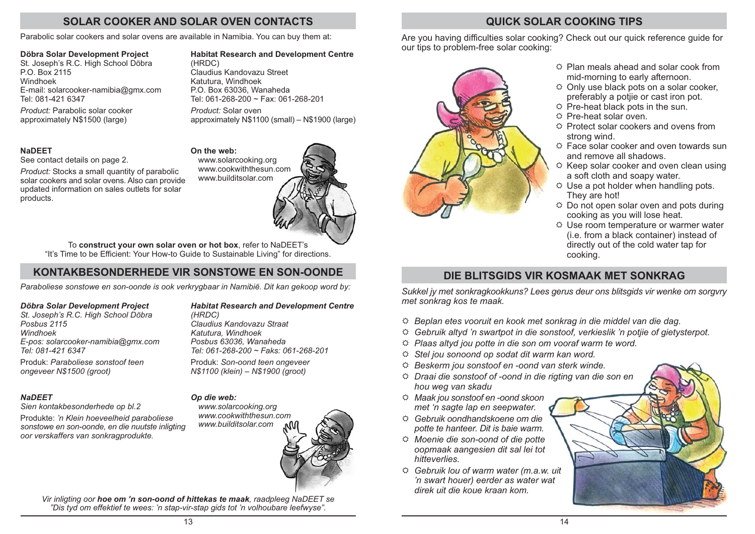## SOLAR COOKER AND SOLAR OVEN CONTACTS

Parabolic solar cookers and solar ovens are available in Namibia. You can buy them at:

**Döbra Solar Development Project**
St. Joseph's R.C. High School Döbra
P.O. Box 2115
Windhoek
E-mail: solarcooker-namibia@gmx.com
Tel: 081-421 6347

*Product:* Parabolic solar cooker approximately N$1500 (large)

**Habitat Research and Development Centre** (HRDC)
Claudius Kandovazu Street
Katutura, Windhoek
P.O. Box 63036, Wanaheda
Tel: 061-268-200 ~ Fax: 061-268-201

*Product:* Solar oven approximately N$1100 (small) – N$1900 (large)

**NaDEET**
See contact details on page 2.

*Product:* Stocks a small quantity of parabolic solar cookers and solar ovens. Also can provide updated information on sales outlets for solar products.

**On the web:**
www.solarcooking.org
www.cookwiththesun.com
www.builditsolar.com

To **construct your own solar oven or hot box**, refer to NaDEET's "It's Time to be Efficient: Your How-to Guide to Sustainable Living" for directions.

## KONTAKBESONDERHEDE VIR SONSTOWE EN SON-OONDE

*Paraboliese sonstowe en son-oonde is ook verkrygbaar in Namibië. Dit kan gekoop word by:*

***Döbra Solar Development Project***
*St. Joseph's R.C. High School Döbra*
*Posbus 2115*
*Windhoek*
*E-pos: solarcooker-namibia@gmx.com*
*Tel: 081-421 6347*

Produk: *Paraboliese sonstoof teen ongeveer N$1500 (groot)*

***Habitat Research and Development Centre*** *(HRDC)*
*Claudius Kandovazu Straat*
*Katutura, Windhoek*
*Posbus 63036, Wanaheda*
*Tel: 061-268-200 ~ Faks: 061-268-201*

Produk: *Son-oond teen ongeveer N$1100 (klein) – N$1900 (groot)*

***NaDEET***
*Sien kontakbesonderhede op bl.2*

Produkte: *'n Klein hoeveelheid paraboliese sonstowe en son-oonde, en die nuutste inligting oor verskaffers van sonkragprodukte.*

***Op die web:***
*www.solarcooking.org*
*www.cookwiththesun.com*
*www.builditsolar.com*

*Vir inligting oor **hoe om 'n son-oond of hittekas te maak**, raadpleeg NaDEET se "Dis tyd om effektief te wees: 'n stap-vir-stap gids tot 'n volhoubare leefwyse".*

## QUICK SOLAR COOKING TIPS

Are you having difficulties solar cooking? Check out our quick reference guide for our tips to problem-free solar cooking:

- Plan meals ahead and solar cook from mid-morning to early afternoon.
- Only use black pots on a solar cooker, preferably a potjie or cast iron pot.
- Pre-heat black pots in the sun.
- Pre-heat solar oven.
- Protect solar cookers and ovens from strong wind.
- Face solar cooker and oven towards sun and remove all shadows.
- Keep solar cooker and oven clean using a soft cloth and soapy water.
- Use a pot holder when handling pots. They are hot!
- Do not open solar oven and pots during cooking as you will lose heat.
- Use room temperature or warmer water (i.e. from a black container) instead of directly out of the cold water tap for cooking.

## DIE BLITSGIDS VIR KOSMAAK MET SONKRAG

*Sukkel jy met sonkragkookkuns? Lees gerus deur ons blitsgids vir wenke om sorgvry met sonkrag kos te maak.*

- *Beplan etes vooruit en kook met sonkrag in die middel van die dag.*
- *Gebruik altyd 'n swartpot in die sonstoof, verkieslik 'n potjie of gietysterpot.*
- *Plaas altyd jou potte in die son om vooraf warm te word.*
- *Stel jou sonoond op sodat dit warm kan word.*
- *Beskerm jou sonstoof en -oond van sterk winde.*
- *Draai die sonstoof of -oond in die rigting van die son en hou weg van skadu*
- *Maak jou sonstoof en -oond skoon met 'n sagte lap en seepwater.*
- *Gebruik oondhandskoene om die potte te hanteer. Dit is baie warm.*
- *Moenie die son-oond of die potte oopmaak aangesien dit sal lei tot hitteverlies.*
- *Gebruik lou of warm water (m.a.w. uit 'n swart houer) eerder as water wat direk uit die koue kraan kom.*